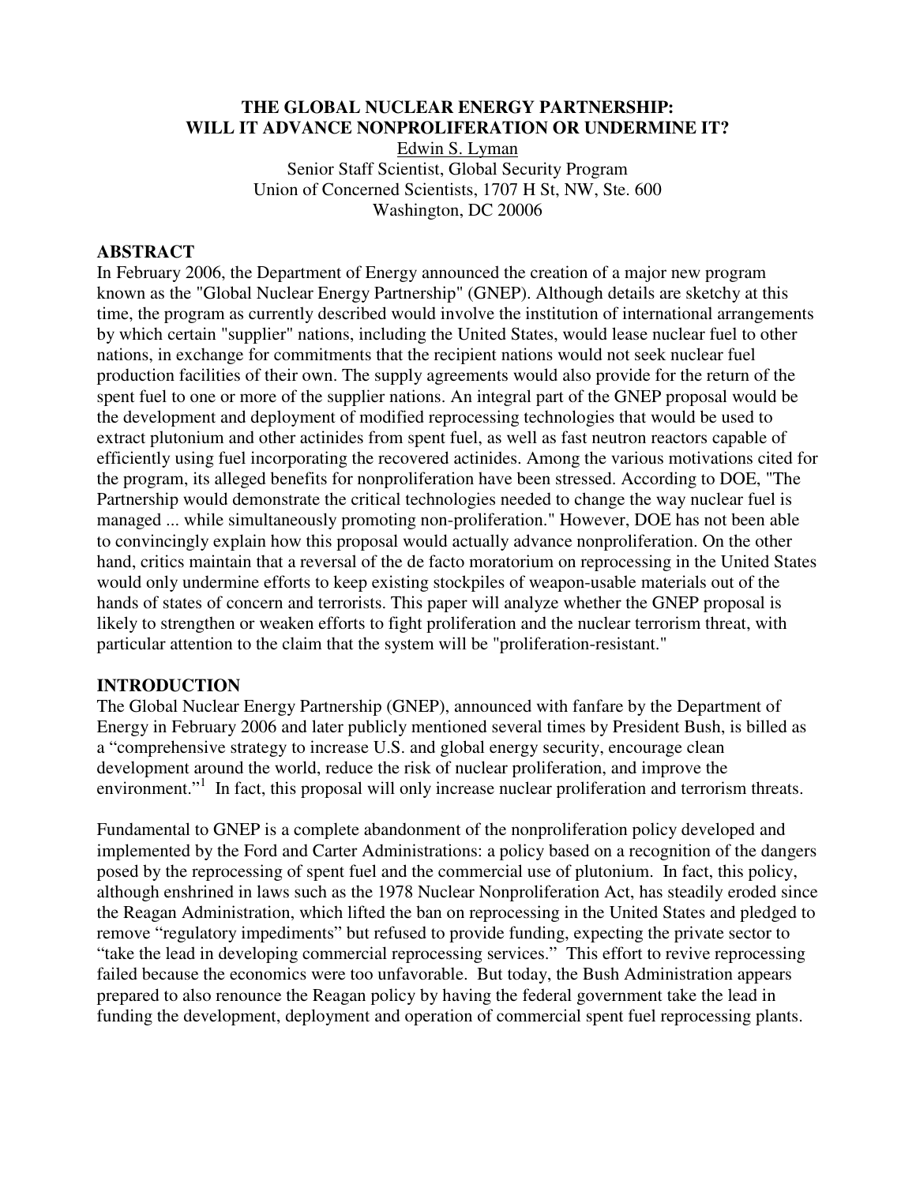# THE GLOBAL NUCLEAR ENERGY PARTNERSHIP: WILL IT ADVANCE NONPROLIFERATION OR UNDERMINE IT?

Edwin S. Lyman
Senior Staff Scientist, Global Security Program
Union of Concerned Scientists, 1707 H St, NW, Ste. 600
Washington, DC 20006

## ABSTRACT

In February 2006, the Department of Energy announced the creation of a major new program known as the "Global Nuclear Energy Partnership" (GNEP). Although details are sketchy at this time, the program as currently described would involve the institution of international arrangements by which certain "supplier" nations, including the United States, would lease nuclear fuel to other nations, in exchange for commitments that the recipient nations would not seek nuclear fuel production facilities of their own. The supply agreements would also provide for the return of the spent fuel to one or more of the supplier nations. An integral part of the GNEP proposal would be the development and deployment of modified reprocessing technologies that would be used to extract plutonium and other actinides from spent fuel, as well as fast neutron reactors capable of efficiently using fuel incorporating the recovered actinides. Among the various motivations cited for the program, its alleged benefits for nonproliferation have been stressed. According to DOE, "The Partnership would demonstrate the critical technologies needed to change the way nuclear fuel is managed ... while simultaneously promoting non-proliferation." However, DOE has not been able to convincingly explain how this proposal would actually advance nonproliferation. On the other hand, critics maintain that a reversal of the de facto moratorium on reprocessing in the United States would only undermine efforts to keep existing stockpiles of weapon-usable materials out of the hands of states of concern and terrorists. This paper will analyze whether the GNEP proposal is likely to strengthen or weaken efforts to fight proliferation and the nuclear terrorism threat, with particular attention to the claim that the system will be "proliferation-resistant."

## INTRODUCTION

The Global Nuclear Energy Partnership (GNEP), announced with fanfare by the Department of Energy in February 2006 and later publicly mentioned several times by President Bush, is billed as a "comprehensive strategy to increase U.S. and global energy security, encourage clean development around the world, reduce the risk of nuclear proliferation, and improve the environment."[1] In fact, this proposal will only increase nuclear proliferation and terrorism threats.

Fundamental to GNEP is a complete abandonment of the nonproliferation policy developed and implemented by the Ford and Carter Administrations: a policy based on a recognition of the dangers posed by the reprocessing of spent fuel and the commercial use of plutonium. In fact, this policy, although enshrined in laws such as the 1978 Nuclear Nonproliferation Act, has steadily eroded since the Reagan Administration, which lifted the ban on reprocessing in the United States and pledged to remove "regulatory impediments" but refused to provide funding, expecting the private sector to "take the lead in developing commercial reprocessing services." This effort to revive reprocessing failed because the economics were too unfavorable. But today, the Bush Administration appears prepared to also renounce the Reagan policy by having the federal government take the lead in funding the development, deployment and operation of commercial spent fuel reprocessing plants.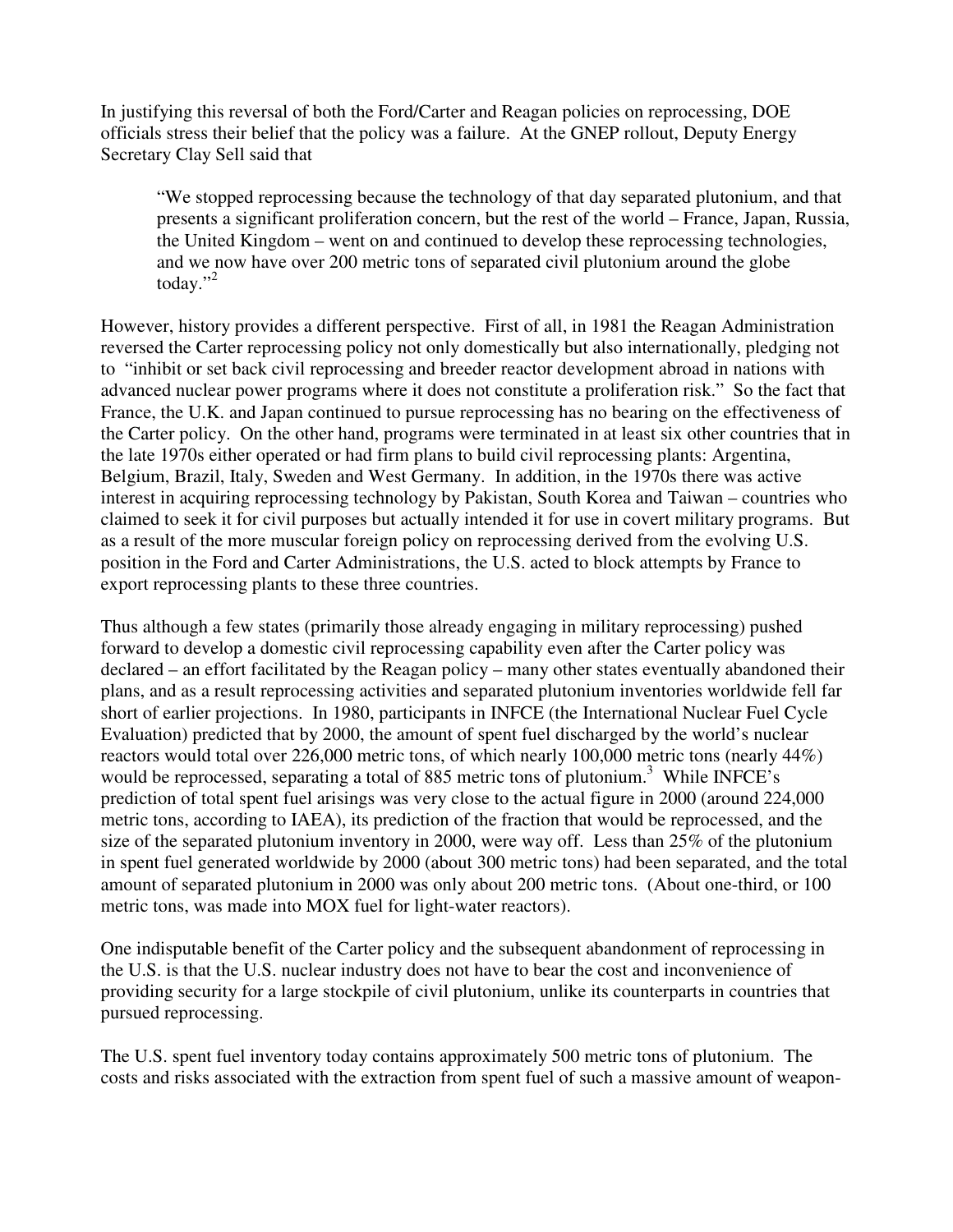In justifying this reversal of both the Ford/Carter and Reagan policies on reprocessing, DOE officials stress their belief that the policy was a failure. At the GNEP rollout, Deputy Energy Secretary Clay Sell said that

> "We stopped reprocessing because the technology of that day separated plutonium, and that presents a significant proliferation concern, but the rest of the world – France, Japan, Russia, the United Kingdom – went on and continued to develop these reprocessing technologies, and we now have over 200 metric tons of separated civil plutonium around the globe today."[2]

However, history provides a different perspective. First of all, in 1981 the Reagan Administration reversed the Carter reprocessing policy not only domestically but also internationally, pledging not to "inhibit or set back civil reprocessing and breeder reactor development abroad in nations with advanced nuclear power programs where it does not constitute a proliferation risk." So the fact that France, the U.K. and Japan continued to pursue reprocessing has no bearing on the effectiveness of the Carter policy. On the other hand, programs were terminated in at least six other countries that in the late 1970s either operated or had firm plans to build civil reprocessing plants: Argentina, Belgium, Brazil, Italy, Sweden and West Germany. In addition, in the 1970s there was active interest in acquiring reprocessing technology by Pakistan, South Korea and Taiwan – countries who claimed to seek it for civil purposes but actually intended it for use in covert military programs. But as a result of the more muscular foreign policy on reprocessing derived from the evolving U.S. position in the Ford and Carter Administrations, the U.S. acted to block attempts by France to export reprocessing plants to these three countries.

Thus although a few states (primarily those already engaging in military reprocessing) pushed forward to develop a domestic civil reprocessing capability even after the Carter policy was declared – an effort facilitated by the Reagan policy – many other states eventually abandoned their plans, and as a result reprocessing activities and separated plutonium inventories worldwide fell far short of earlier projections. In 1980, participants in INFCE (the International Nuclear Fuel Cycle Evaluation) predicted that by 2000, the amount of spent fuel discharged by the world's nuclear reactors would total over 226,000 metric tons, of which nearly 100,000 metric tons (nearly 44%) would be reprocessed, separating a total of 885 metric tons of plutonium.[3] While INFCE's prediction of total spent fuel arisings was very close to the actual figure in 2000 (around 224,000 metric tons, according to IAEA), its prediction of the fraction that would be reprocessed, and the size of the separated plutonium inventory in 2000, were way off. Less than 25% of the plutonium in spent fuel generated worldwide by 2000 (about 300 metric tons) had been separated, and the total amount of separated plutonium in 2000 was only about 200 metric tons. (About one-third, or 100 metric tons, was made into MOX fuel for light-water reactors).

One indisputable benefit of the Carter policy and the subsequent abandonment of reprocessing in the U.S. is that the U.S. nuclear industry does not have to bear the cost and inconvenience of providing security for a large stockpile of civil plutonium, unlike its counterparts in countries that pursued reprocessing.

The U.S. spent fuel inventory today contains approximately 500 metric tons of plutonium. The costs and risks associated with the extraction from spent fuel of such a massive amount of weapon-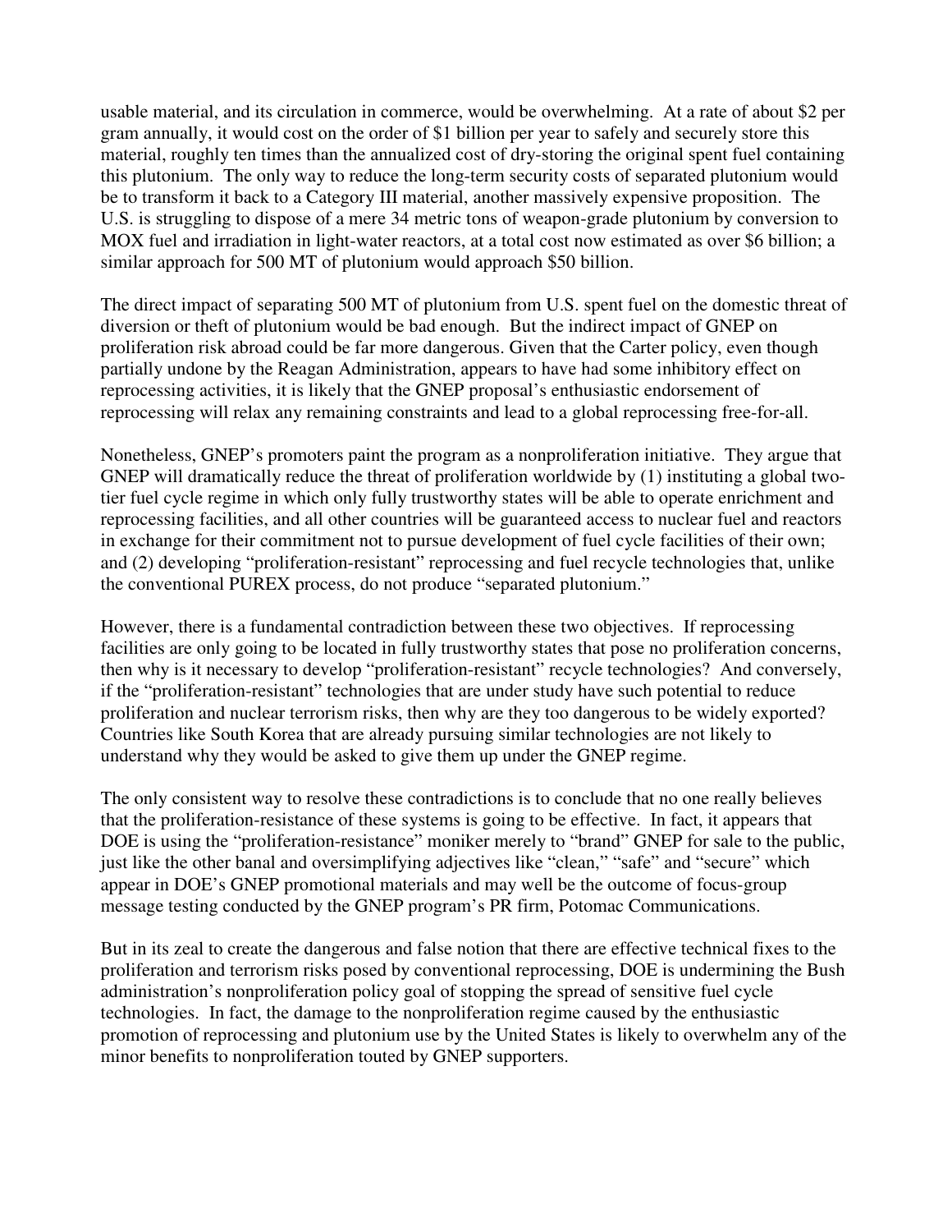usable material, and its circulation in commerce, would be overwhelming. At a rate of about $2 per gram annually, it would cost on the order of $1 billion per year to safely and securely store this material, roughly ten times than the annualized cost of dry-storing the original spent fuel containing this plutonium. The only way to reduce the long-term security costs of separated plutonium would be to transform it back to a Category III material, another massively expensive proposition. The U.S. is struggling to dispose of a mere 34 metric tons of weapon-grade plutonium by conversion to MOX fuel and irradiation in light-water reactors, at a total cost now estimated as over $6 billion; a similar approach for 500 MT of plutonium would approach $50 billion.

The direct impact of separating 500 MT of plutonium from U.S. spent fuel on the domestic threat of diversion or theft of plutonium would be bad enough. But the indirect impact of GNEP on proliferation risk abroad could be far more dangerous. Given that the Carter policy, even though partially undone by the Reagan Administration, appears to have had some inhibitory effect on reprocessing activities, it is likely that the GNEP proposal's enthusiastic endorsement of reprocessing will relax any remaining constraints and lead to a global reprocessing free-for-all.

Nonetheless, GNEP's promoters paint the program as a nonproliferation initiative. They argue that GNEP will dramatically reduce the threat of proliferation worldwide by (1) instituting a global two-tier fuel cycle regime in which only fully trustworthy states will be able to operate enrichment and reprocessing facilities, and all other countries will be guaranteed access to nuclear fuel and reactors in exchange for their commitment not to pursue development of fuel cycle facilities of their own; and (2) developing "proliferation-resistant" reprocessing and fuel recycle technologies that, unlike the conventional PUREX process, do not produce "separated plutonium."

However, there is a fundamental contradiction between these two objectives. If reprocessing facilities are only going to be located in fully trustworthy states that pose no proliferation concerns, then why is it necessary to develop "proliferation-resistant" recycle technologies? And conversely, if the "proliferation-resistant" technologies that are under study have such potential to reduce proliferation and nuclear terrorism risks, then why are they too dangerous to be widely exported? Countries like South Korea that are already pursuing similar technologies are not likely to understand why they would be asked to give them up under the GNEP regime.

The only consistent way to resolve these contradictions is to conclude that no one really believes that the proliferation-resistance of these systems is going to be effective. In fact, it appears that DOE is using the "proliferation-resistance" moniker merely to "brand" GNEP for sale to the public, just like the other banal and oversimplifying adjectives like "clean," "safe" and "secure" which appear in DOE's GNEP promotional materials and may well be the outcome of focus-group message testing conducted by the GNEP program's PR firm, Potomac Communications.

But in its zeal to create the dangerous and false notion that there are effective technical fixes to the proliferation and terrorism risks posed by conventional reprocessing, DOE is undermining the Bush administration's nonproliferation policy goal of stopping the spread of sensitive fuel cycle technologies. In fact, the damage to the nonproliferation regime caused by the enthusiastic promotion of reprocessing and plutonium use by the United States is likely to overwhelm any of the minor benefits to nonproliferation touted by GNEP supporters.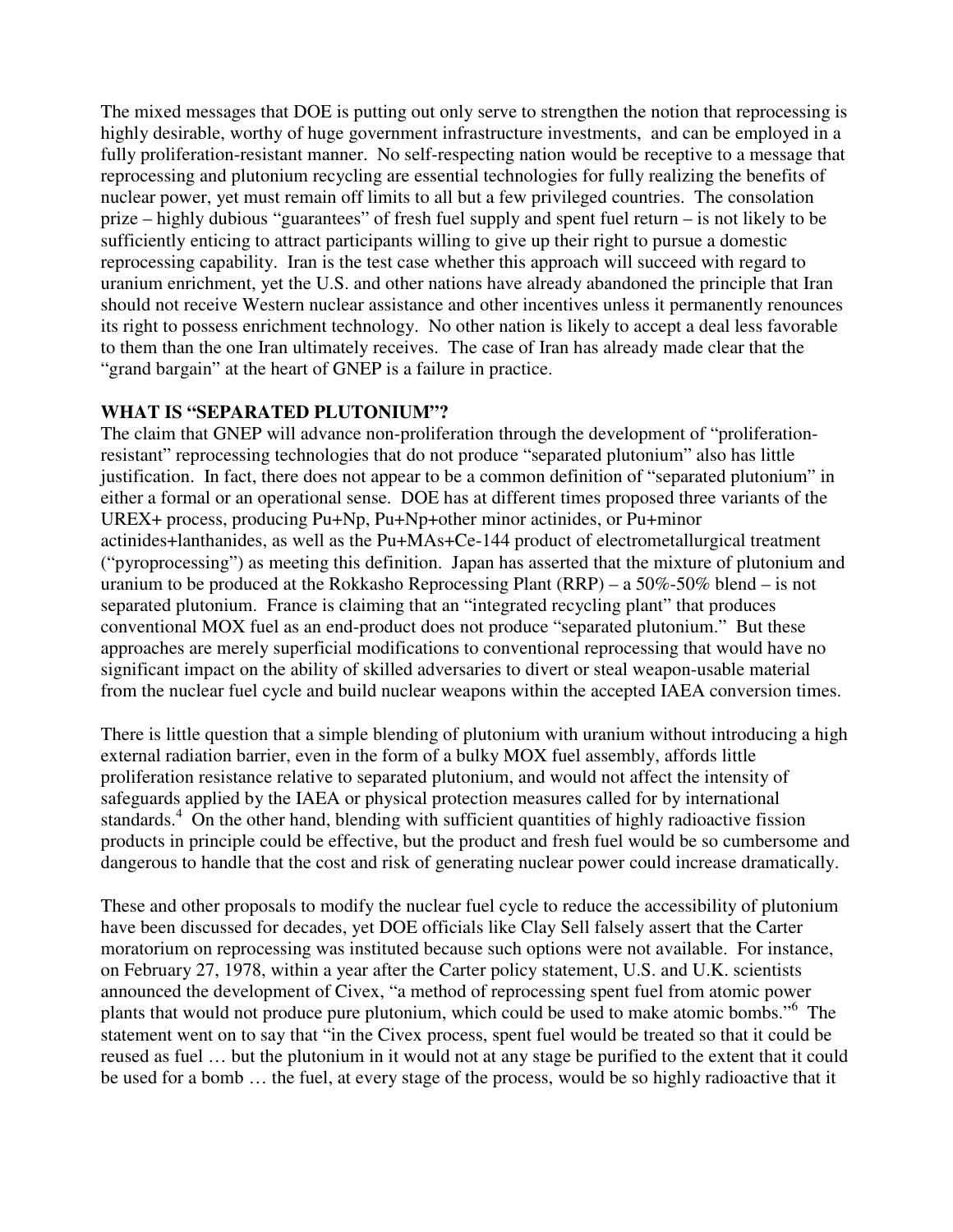The mixed messages that DOE is putting out only serve to strengthen the notion that reprocessing is highly desirable, worthy of huge government infrastructure investments, and can be employed in a fully proliferation-resistant manner. No self-respecting nation would be receptive to a message that reprocessing and plutonium recycling are essential technologies for fully realizing the benefits of nuclear power, yet must remain off limits to all but a few privileged countries. The consolation prize – highly dubious "guarantees" of fresh fuel supply and spent fuel return – is not likely to be sufficiently enticing to attract participants willing to give up their right to pursue a domestic reprocessing capability. Iran is the test case whether this approach will succeed with regard to uranium enrichment, yet the U.S. and other nations have already abandoned the principle that Iran should not receive Western nuclear assistance and other incentives unless it permanently renounces its right to possess enrichment technology. No other nation is likely to accept a deal less favorable to them than the one Iran ultimately receives. The case of Iran has already made clear that the "grand bargain" at the heart of GNEP is a failure in practice.

**WHAT IS "SEPARATED PLUTONIUM"?**

The claim that GNEP will advance non-proliferation through the development of "proliferation-resistant" reprocessing technologies that do not produce "separated plutonium" also has little justification. In fact, there does not appear to be a common definition of "separated plutonium" in either a formal or an operational sense. DOE has at different times proposed three variants of the UREX+ process, producing Pu+Np, Pu+Np+other minor actinides, or Pu+minor actinides+lanthanides, as well as the Pu+MAs+Ce-144 product of electrometallurgical treatment ("pyroprocessing") as meeting this definition. Japan has asserted that the mixture of plutonium and uranium to be produced at the Rokkasho Reprocessing Plant (RRP) – a 50%-50% blend – is not separated plutonium. France is claiming that an "integrated recycling plant" that produces conventional MOX fuel as an end-product does not produce "separated plutonium." But these approaches are merely superficial modifications to conventional reprocessing that would have no significant impact on the ability of skilled adversaries to divert or steal weapon-usable material from the nuclear fuel cycle and build nuclear weapons within the accepted IAEA conversion times.

There is little question that a simple blending of plutonium with uranium without introducing a high external radiation barrier, even in the form of a bulky MOX fuel assembly, affords little proliferation resistance relative to separated plutonium, and would not affect the intensity of safeguards applied by the IAEA or physical protection measures called for by international standards.[4] On the other hand, blending with sufficient quantities of highly radioactive fission products in principle could be effective, but the product and fresh fuel would be so cumbersome and dangerous to handle that the cost and risk of generating nuclear power could increase dramatically.

These and other proposals to modify the nuclear fuel cycle to reduce the accessibility of plutonium have been discussed for decades, yet DOE officials like Clay Sell falsely assert that the Carter moratorium on reprocessing was instituted because such options were not available. For instance, on February 27, 1978, within a year after the Carter policy statement, U.S. and U.K. scientists announced the development of Civex, "a method of reprocessing spent fuel from atomic power plants that would not produce pure plutonium, which could be used to make atomic bombs."[6] The statement went on to say that "in the Civex process, spent fuel would be treated so that it could be reused as fuel … but the plutonium in it would not at any stage be purified to the extent that it could be used for a bomb … the fuel, at every stage of the process, would be so highly radioactive that it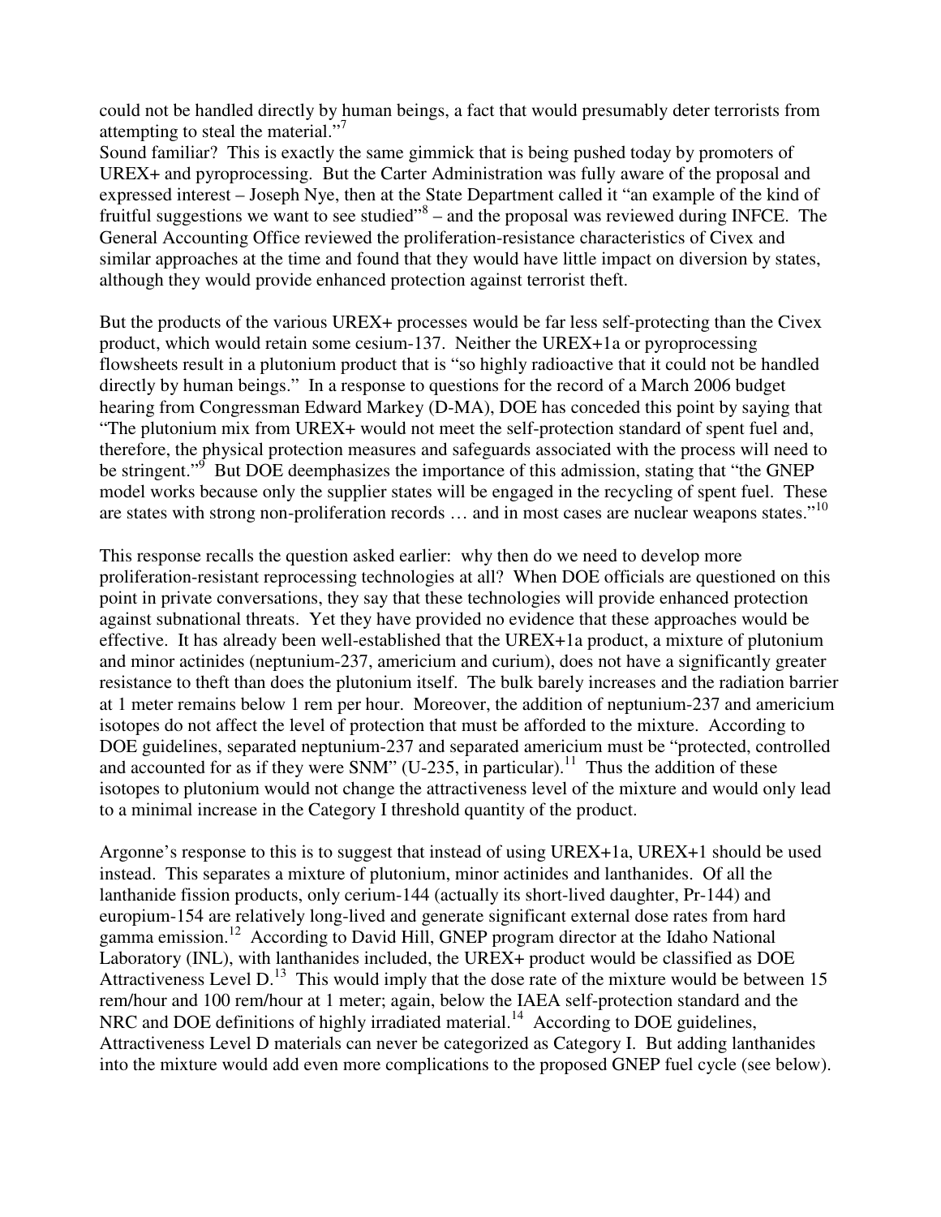could not be handled directly by human beings, a fact that would presumably deter terrorists from attempting to steal the material."[7]

Sound familiar? This is exactly the same gimmick that is being pushed today by promoters of UREX+ and pyroprocessing. But the Carter Administration was fully aware of the proposal and expressed interest – Joseph Nye, then at the State Department called it "an example of the kind of fruitful suggestions we want to see studied"[8] – and the proposal was reviewed during INFCE. The General Accounting Office reviewed the proliferation-resistance characteristics of Civex and similar approaches at the time and found that they would have little impact on diversion by states, although they would provide enhanced protection against terrorist theft.

But the products of the various UREX+ processes would be far less self-protecting than the Civex product, which would retain some cesium-137. Neither the UREX+1a or pyroprocessing flowsheets result in a plutonium product that is "so highly radioactive that it could not be handled directly by human beings." In a response to questions for the record of a March 2006 budget hearing from Congressman Edward Markey (D-MA), DOE has conceded this point by saying that "The plutonium mix from UREX+ would not meet the self-protection standard of spent fuel and, therefore, the physical protection measures and safeguards associated with the process will need to be stringent."[9] But DOE deemphasizes the importance of this admission, stating that "the GNEP model works because only the supplier states will be engaged in the recycling of spent fuel. These are states with strong non-proliferation records … and in most cases are nuclear weapons states."[10]

This response recalls the question asked earlier: why then do we need to develop more proliferation-resistant reprocessing technologies at all? When DOE officials are questioned on this point in private conversations, they say that these technologies will provide enhanced protection against subnational threats. Yet they have provided no evidence that these approaches would be effective. It has already been well-established that the UREX+1a product, a mixture of plutonium and minor actinides (neptunium-237, americium and curium), does not have a significantly greater resistance to theft than does the plutonium itself. The bulk barely increases and the radiation barrier at 1 meter remains below 1 rem per hour. Moreover, the addition of neptunium-237 and americium isotopes do not affect the level of protection that must be afforded to the mixture. According to DOE guidelines, separated neptunium-237 and separated americium must be "protected, controlled and accounted for as if they were SNM" (U-235, in particular).[11] Thus the addition of these isotopes to plutonium would not change the attractiveness level of the mixture and would only lead to a minimal increase in the Category I threshold quantity of the product.

Argonne's response to this is to suggest that instead of using UREX+1a, UREX+1 should be used instead. This separates a mixture of plutonium, minor actinides and lanthanides. Of all the lanthanide fission products, only cerium-144 (actually its short-lived daughter, Pr-144) and europium-154 are relatively long-lived and generate significant external dose rates from hard gamma emission.[12] According to David Hill, GNEP program director at the Idaho National Laboratory (INL), with lanthanides included, the UREX+ product would be classified as DOE Attractiveness Level D.[13] This would imply that the dose rate of the mixture would be between 15 rem/hour and 100 rem/hour at 1 meter; again, below the IAEA self-protection standard and the NRC and DOE definitions of highly irradiated material.[14] According to DOE guidelines, Attractiveness Level D materials can never be categorized as Category I. But adding lanthanides into the mixture would add even more complications to the proposed GNEP fuel cycle (see below).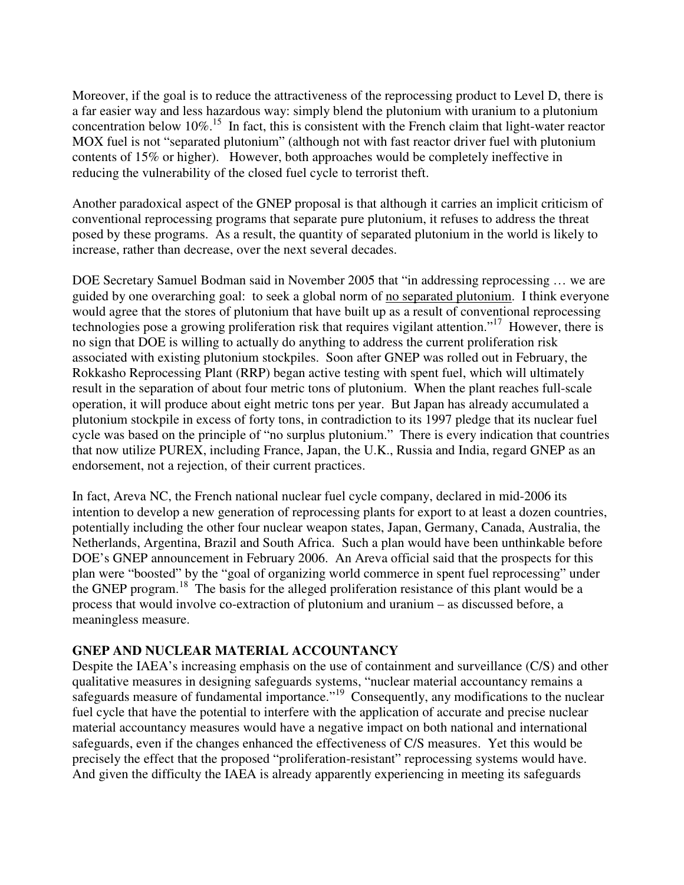Moreover, if the goal is to reduce the attractiveness of the reprocessing product to Level D, there is a far easier way and less hazardous way: simply blend the plutonium with uranium to a plutonium concentration below 10%.[15] In fact, this is consistent with the French claim that light-water reactor MOX fuel is not "separated plutonium" (although not with fast reactor driver fuel with plutonium contents of 15% or higher). However, both approaches would be completely ineffective in reducing the vulnerability of the closed fuel cycle to terrorist theft.

Another paradoxical aspect of the GNEP proposal is that although it carries an implicit criticism of conventional reprocessing programs that separate pure plutonium, it refuses to address the threat posed by these programs. As a result, the quantity of separated plutonium in the world is likely to increase, rather than decrease, over the next several decades.

DOE Secretary Samuel Bodman said in November 2005 that "in addressing reprocessing … we are guided by one overarching goal: to seek a global norm of <u>no separated plutonium</u>. I think everyone would agree that the stores of plutonium that have built up as a result of conventional reprocessing technologies pose a growing proliferation risk that requires vigilant attention."[17] However, there is no sign that DOE is willing to actually do anything to address the current proliferation risk associated with existing plutonium stockpiles. Soon after GNEP was rolled out in February, the Rokkasho Reprocessing Plant (RRP) began active testing with spent fuel, which will ultimately result in the separation of about four metric tons of plutonium. When the plant reaches full-scale operation, it will produce about eight metric tons per year. But Japan has already accumulated a plutonium stockpile in excess of forty tons, in contradiction to its 1997 pledge that its nuclear fuel cycle was based on the principle of "no surplus plutonium." There is every indication that countries that now utilize PUREX, including France, Japan, the U.K., Russia and India, regard GNEP as an endorsement, not a rejection, of their current practices.

In fact, Areva NC, the French national nuclear fuel cycle company, declared in mid-2006 its intention to develop a new generation of reprocessing plants for export to at least a dozen countries, potentially including the other four nuclear weapon states, Japan, Germany, Canada, Australia, the Netherlands, Argentina, Brazil and South Africa. Such a plan would have been unthinkable before DOE's GNEP announcement in February 2006. An Areva official said that the prospects for this plan were "boosted" by the "goal of organizing world commerce in spent fuel reprocessing" under the GNEP program.[18] The basis for the alleged proliferation resistance of this plant would be a process that would involve co-extraction of plutonium and uranium – as discussed before, a meaningless measure.

## GNEP AND NUCLEAR MATERIAL ACCOUNTANCY

Despite the IAEA's increasing emphasis on the use of containment and surveillance (C/S) and other qualitative measures in designing safeguards systems, "nuclear material accountancy remains a safeguards measure of fundamental importance."[19] Consequently, any modifications to the nuclear fuel cycle that have the potential to interfere with the application of accurate and precise nuclear material accountancy measures would have a negative impact on both national and international safeguards, even if the changes enhanced the effectiveness of C/S measures. Yet this would be precisely the effect that the proposed "proliferation-resistant" reprocessing systems would have. And given the difficulty the IAEA is already apparently experiencing in meeting its safeguards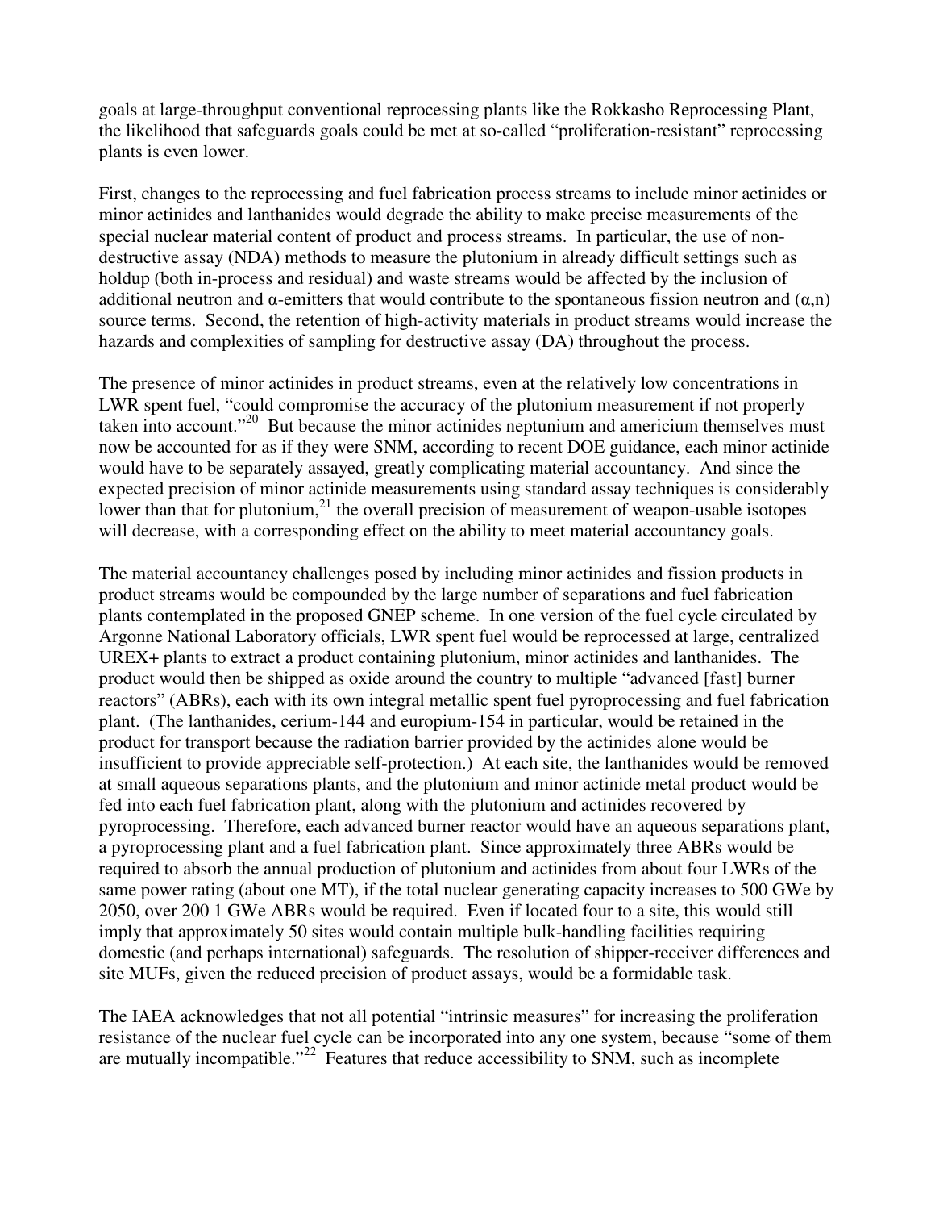goals at large-throughput conventional reprocessing plants like the Rokkasho Reprocessing Plant, the likelihood that safeguards goals could be met at so-called "proliferation-resistant" reprocessing plants is even lower.

First, changes to the reprocessing and fuel fabrication process streams to include minor actinides or minor actinides and lanthanides would degrade the ability to make precise measurements of the special nuclear material content of product and process streams. In particular, the use of non-destructive assay (NDA) methods to measure the plutonium in already difficult settings such as holdup (both in-process and residual) and waste streams would be affected by the inclusion of additional neutron and α-emitters that would contribute to the spontaneous fission neutron and (α,n) source terms. Second, the retention of high-activity materials in product streams would increase the hazards and complexities of sampling for destructive assay (DA) throughout the process.

The presence of minor actinides in product streams, even at the relatively low concentrations in LWR spent fuel, "could compromise the accuracy of the plutonium measurement if not properly taken into account."[20] But because the minor actinides neptunium and americium themselves must now be accounted for as if they were SNM, according to recent DOE guidance, each minor actinide would have to be separately assayed, greatly complicating material accountancy. And since the expected precision of minor actinide measurements using standard assay techniques is considerably lower than that for plutonium,[21] the overall precision of measurement of weapon-usable isotopes will decrease, with a corresponding effect on the ability to meet material accountancy goals.

The material accountancy challenges posed by including minor actinides and fission products in product streams would be compounded by the large number of separations and fuel fabrication plants contemplated in the proposed GNEP scheme. In one version of the fuel cycle circulated by Argonne National Laboratory officials, LWR spent fuel would be reprocessed at large, centralized UREX+ plants to extract a product containing plutonium, minor actinides and lanthanides. The product would then be shipped as oxide around the country to multiple "advanced [fast] burner reactors" (ABRs), each with its own integral metallic spent fuel pyroprocessing and fuel fabrication plant. (The lanthanides, cerium-144 and europium-154 in particular, would be retained in the product for transport because the radiation barrier provided by the actinides alone would be insufficient to provide appreciable self-protection.) At each site, the lanthanides would be removed at small aqueous separations plants, and the plutonium and minor actinide metal product would be fed into each fuel fabrication plant, along with the plutonium and actinides recovered by pyroprocessing. Therefore, each advanced burner reactor would have an aqueous separations plant, a pyroprocessing plant and a fuel fabrication plant. Since approximately three ABRs would be required to absorb the annual production of plutonium and actinides from about four LWRs of the same power rating (about one MT), if the total nuclear generating capacity increases to 500 GWe by 2050, over 200 1 GWe ABRs would be required. Even if located four to a site, this would still imply that approximately 50 sites would contain multiple bulk-handling facilities requiring domestic (and perhaps international) safeguards. The resolution of shipper-receiver differences and site MUFs, given the reduced precision of product assays, would be a formidable task.

The IAEA acknowledges that not all potential "intrinsic measures" for increasing the proliferation resistance of the nuclear fuel cycle can be incorporated into any one system, because "some of them are mutually incompatible."[22] Features that reduce accessibility to SNM, such as incomplete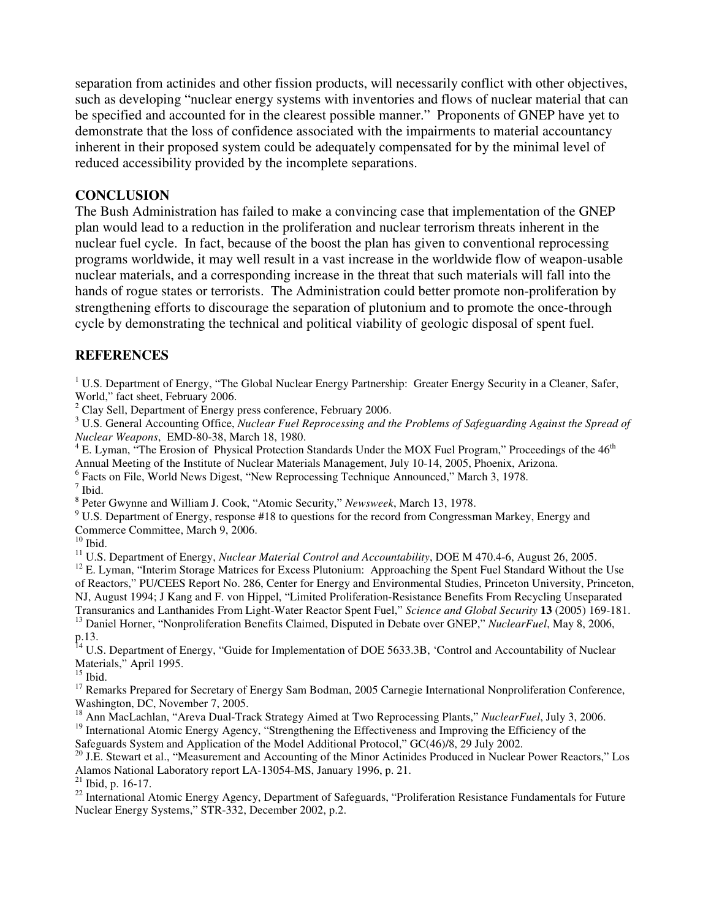separation from actinides and other fission products, will necessarily conflict with other objectives, such as developing "nuclear energy systems with inventories and flows of nuclear material that can be specified and accounted for in the clearest possible manner." Proponents of GNEP have yet to demonstrate that the loss of confidence associated with the impairments to material accountancy inherent in their proposed system could be adequately compensated for by the minimal level of reduced accessibility provided by the incomplete separations.

## CONCLUSION

The Bush Administration has failed to make a convincing case that implementation of the GNEP plan would lead to a reduction in the proliferation and nuclear terrorism threats inherent in the nuclear fuel cycle. In fact, because of the boost the plan has given to conventional reprocessing programs worldwide, it may well result in a vast increase in the worldwide flow of weapon-usable nuclear materials, and a corresponding increase in the threat that such materials will fall into the hands of rogue states or terrorists. The Administration could better promote non-proliferation by strengthening efforts to discourage the separation of plutonium and to promote the once-through cycle by demonstrating the technical and political viability of geologic disposal of spent fuel.

## REFERENCES

[1] U.S. Department of Energy, "The Global Nuclear Energy Partnership: Greater Energy Security in a Cleaner, Safer, World," fact sheet, February 2006.

[2] Clay Sell, Department of Energy press conference, February 2006.

[3] U.S. General Accounting Office, *Nuclear Fuel Reprocessing and the Problems of Safeguarding Against the Spread of Nuclear Weapons*, EMD-80-38, March 18, 1980.

[4] E. Lyman, "The Erosion of Physical Protection Standards Under the MOX Fuel Program," Proceedings of the 46th Annual Meeting of the Institute of Nuclear Materials Management, July 10-14, 2005, Phoenix, Arizona.

[6] Facts on File, World News Digest, "New Reprocessing Technique Announced," March 3, 1978.

[7] Ibid.

[8] Peter Gwynne and William J. Cook, "Atomic Security," *Newsweek*, March 13, 1978.

[9] U.S. Department of Energy, response #18 to questions for the record from Congressman Markey, Energy and Commerce Committee, March 9, 2006.

[10] Ibid.

[11] U.S. Department of Energy, *Nuclear Material Control and Accountability*, DOE M 470.4-6, August 26, 2005.

[12] E. Lyman, "Interim Storage Matrices for Excess Plutonium: Approaching the Spent Fuel Standard Without the Use of Reactors," PU/CEES Report No. 286, Center for Energy and Environmental Studies, Princeton University, Princeton, NJ, August 1994; J Kang and F. von Hippel, "Limited Proliferation-Resistance Benefits From Recycling Unseparated Transuranics and Lanthanides From Light-Water Reactor Spent Fuel," *Science and Global Security* **13** (2005) 169-181.

[13] Daniel Horner, "Nonproliferation Benefits Claimed, Disputed in Debate over GNEP," *NuclearFuel*, May 8, 2006, p.13.

[14] U.S. Department of Energy, "Guide for Implementation of DOE 5633.3B, 'Control and Accountability of Nuclear Materials," April 1995.

[15] Ibid.

[17] Remarks Prepared for Secretary of Energy Sam Bodman, 2005 Carnegie International Nonproliferation Conference, Washington, DC, November 7, 2005.

[18] Ann MacLachlan, "Areva Dual-Track Strategy Aimed at Two Reprocessing Plants," *NuclearFuel*, July 3, 2006.

[19] International Atomic Energy Agency, "Strengthening the Effectiveness and Improving the Efficiency of the Safeguards System and Application of the Model Additional Protocol," GC(46)/8, 29 July 2002.

[20] J.E. Stewart et al., "Measurement and Accounting of the Minor Actinides Produced in Nuclear Power Reactors," Los Alamos National Laboratory report LA-13054-MS, January 1996, p. 21.

[21] Ibid, p. 16-17.

[22] International Atomic Energy Agency, Department of Safeguards, "Proliferation Resistance Fundamentals for Future Nuclear Energy Systems," STR-332, December 2002, p.2.